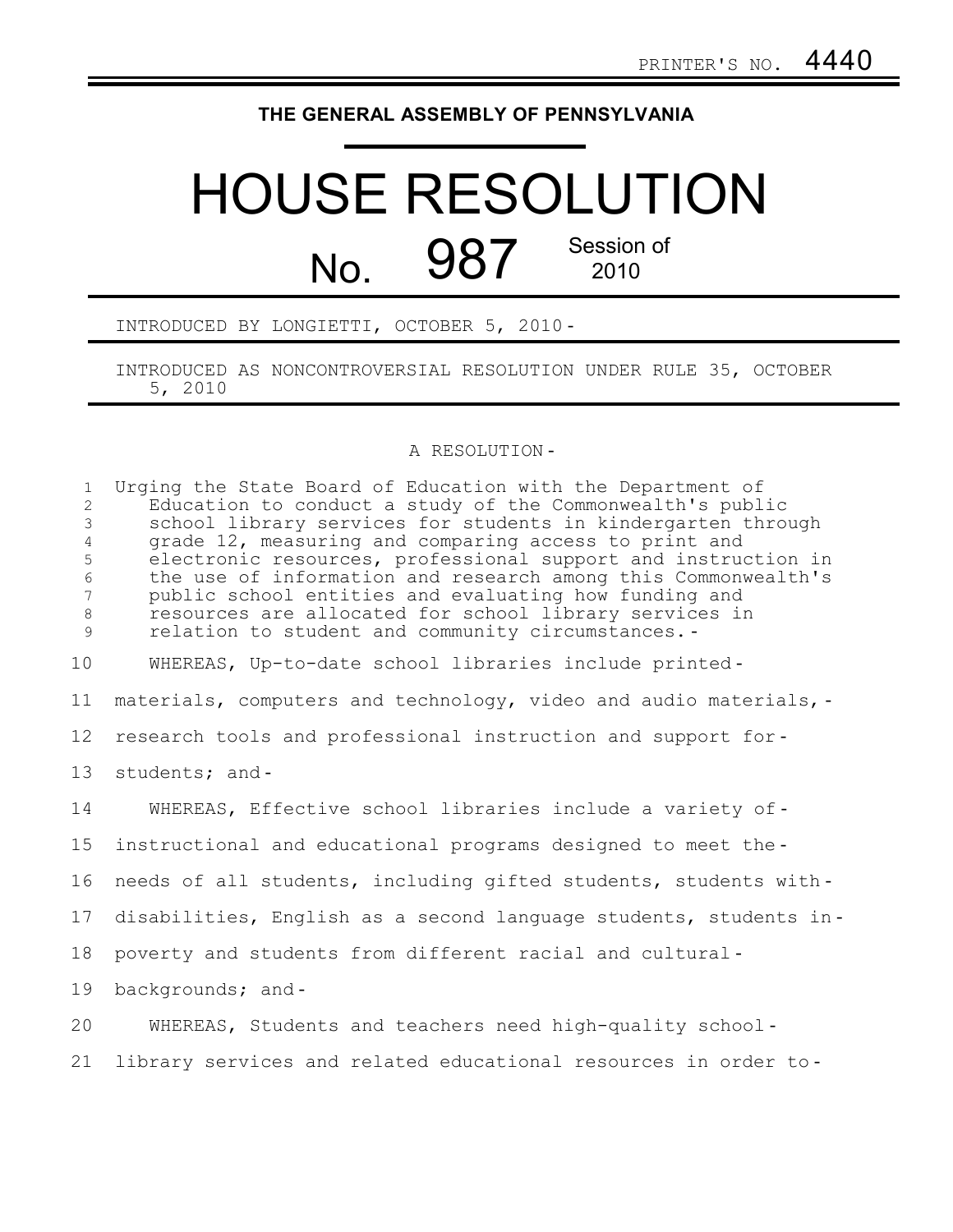PRINTER'S NO. 4440

**THE GENERAL ASSEMBLY OF PENNSYLVANIA**

# HOUSE RESOLUTION

## No. 987 Session of 2010

INTRODUCED BY LONGIETTI, OCTOBER 5, 2010

INTRODUCED AS NONCONTROVERSIAL RESOLUTION UNDER RULE 35, OCTOBER 5, 2010

A RESOLUTION

Urging the State Board of Education with the Department of Education to conduct a study of the Commonwealth's public school library services for students in kindergarten through grade 12, measuring and comparing access to print and electronic resources, professional support and instruction in the use of information and research among this Commonwealth's public school entities and evaluating how funding and resources are allocated for school library services in relation to student and community circumstances.

WHEREAS, Up-to-date school libraries include printed materials, computers and technology, video and audio materials, research tools and professional instruction and support for students; and

WHEREAS, Effective school libraries include a variety of instructional and educational programs designed to meet the needs of all students, including gifted students, students with disabilities, English as a second language students, students in poverty and students from different racial and cultural backgrounds; and

WHEREAS, Students and teachers need high-quality school library services and related educational resources in order to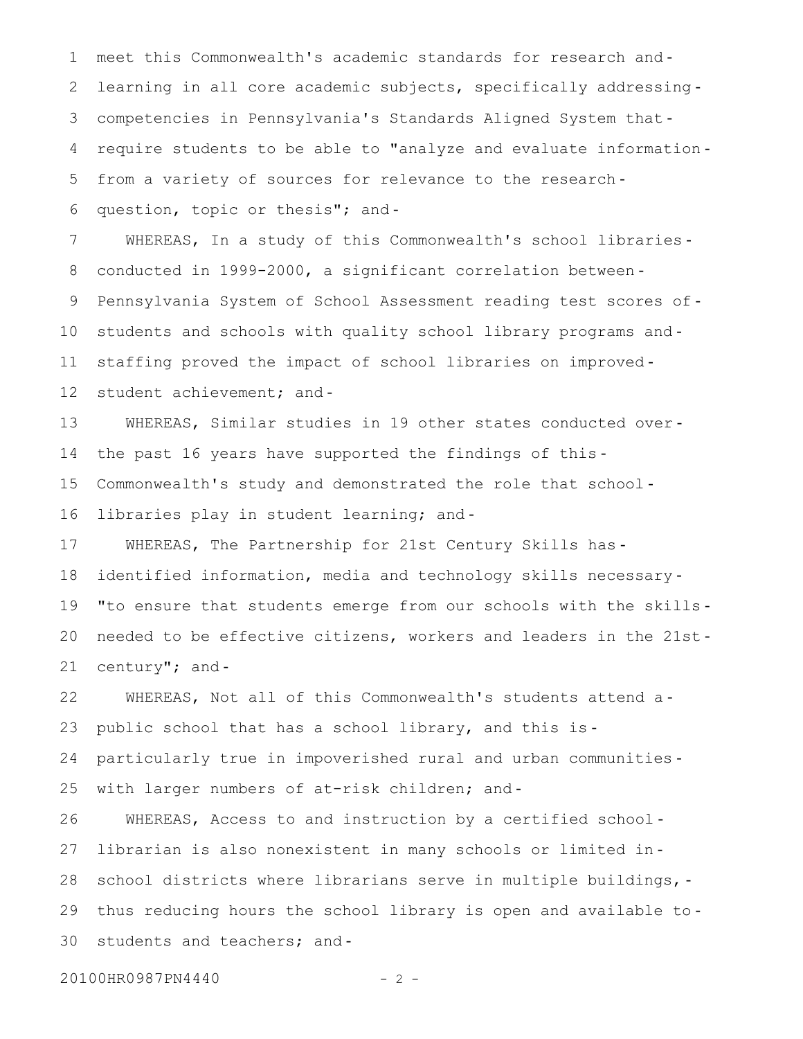meet this Commonwealth's academic standards for research and learning in all core academic subjects, specifically addressing competencies in Pennsylvania's Standards Aligned System that require students to be able to "analyze and evaluate information from a variety of sources for relevance to the research question, topic or thesis"; and

WHEREAS, In a study of this Commonwealth's school libraries conducted in 1999-2000, a significant correlation between Pennsylvania System of School Assessment reading test scores of students and schools with quality school library programs and staffing proved the impact of school libraries on improved student achievement; and

WHEREAS, Similar studies in 19 other states conducted over the past 16 years have supported the findings of this Commonwealth's study and demonstrated the role that school libraries play in student learning; and

WHEREAS, The Partnership for 21st Century Skills has identified information, media and technology skills necessary "to ensure that students emerge from our schools with the skills needed to be effective citizens, workers and leaders in the 21st century"; and

WHEREAS, Not all of this Commonwealth's students attend a public school that has a school library, and this is particularly true in impoverished rural and urban communities with larger numbers of at-risk children; and

WHEREAS, Access to and instruction by a certified school librarian is also nonexistent in many schools or limited in school districts where librarians serve in multiple buildings, thus reducing hours the school library is open and available to students and teachers; and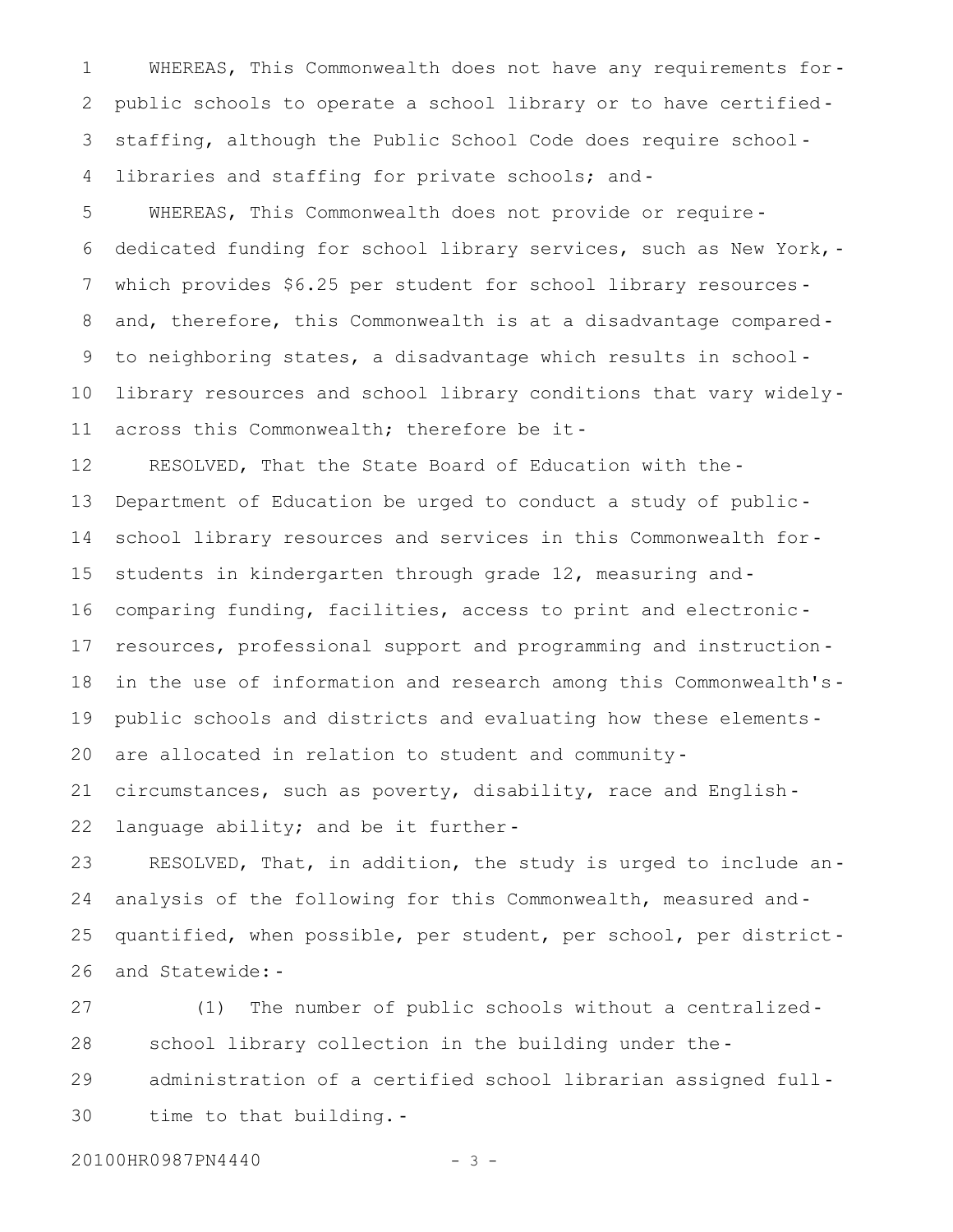WHEREAS, This Commonwealth does not have any requirements for public schools to operate a school library or to have certified staffing, although the Public School Code does require school libraries and staffing for private schools; and

WHEREAS, This Commonwealth does not provide or require dedicated funding for school library services, such as New York, which provides $6.25 per student for school library resources and, therefore, this Commonwealth is at a disadvantage compared to neighboring states, a disadvantage which results in school library resources and school library conditions that vary widely across this Commonwealth; therefore be it

RESOLVED, That the State Board of Education with the Department of Education be urged to conduct a study of public school library resources and services in this Commonwealth for students in kindergarten through grade 12, measuring and comparing funding, facilities, access to print and electronic resources, professional support and programming and instruction in the use of information and research among this Commonwealth's public schools and districts and evaluating how these elements are allocated in relation to student and community circumstances, such as poverty, disability, race and English language ability; and be it further

RESOLVED, That, in addition, the study is urged to include an analysis of the following for this Commonwealth, measured and quantified, when possible, per student, per school, per district and Statewide:

(1) The number of public schools without a centralized school library collection in the building under the administration of a certified school librarian assigned full-time to that building.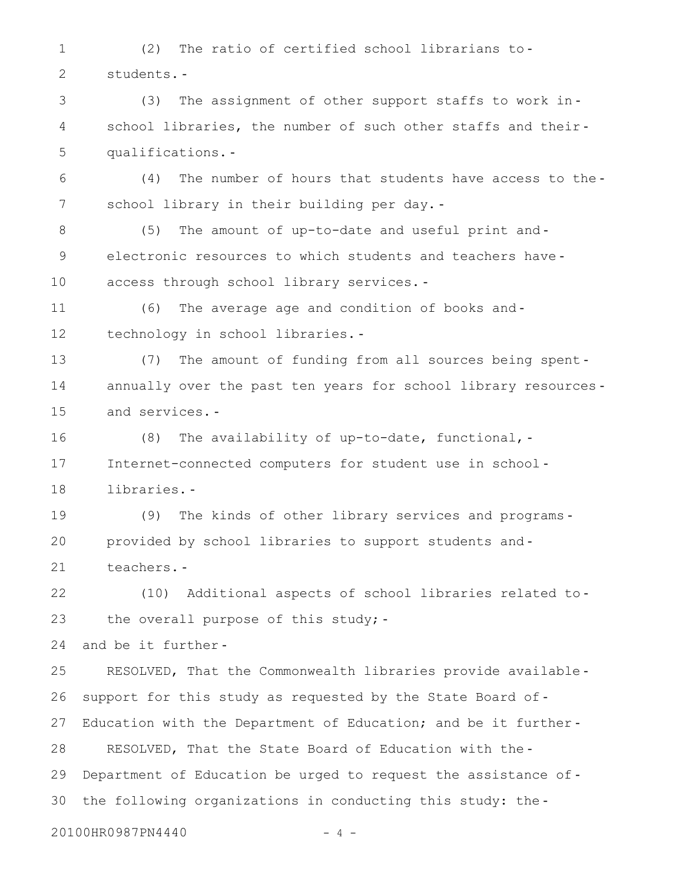(2) The ratio of certified school librarians to students.

(3) The assignment of other support staffs to work in school libraries, the number of such other staffs and their qualifications.

(4) The number of hours that students have access to the school library in their building per day.

(5) The amount of up-to-date and useful print and electronic resources to which students and teachers have access through school library services.

(6) The average age and condition of books and technology in school libraries.

(7) The amount of funding from all sources being spent annually over the past ten years for school library resources and services.

(8) The availability of up-to-date, functional, Internet-connected computers for student use in school libraries.

(9) The kinds of other library services and programs provided by school libraries to support students and teachers.

(10) Additional aspects of school libraries related to the overall purpose of this study;

and be it further

RESOLVED, That the Commonwealth libraries provide available support for this study as requested by the State Board of Education with the Department of Education; and be it further

RESOLVED, That the State Board of Education with the Department of Education be urged to request the assistance of the following organizations in conducting this study: the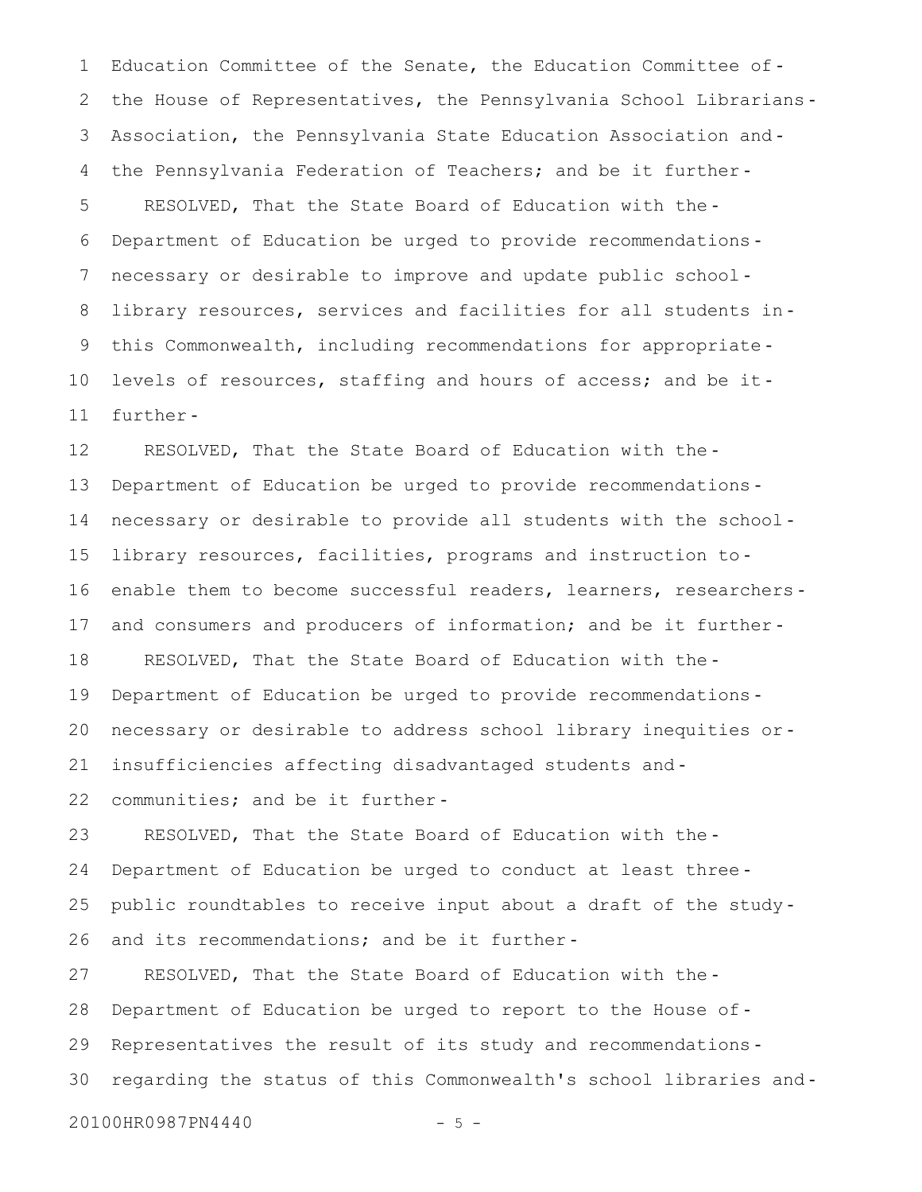Education Committee of the Senate, the Education Committee of the House of Representatives, the Pennsylvania School Librarians Association, the Pennsylvania State Education Association and the Pennsylvania Federation of Teachers; and be it further

RESOLVED, That the State Board of Education with the Department of Education be urged to provide recommendations necessary or desirable to improve and update public school library resources, services and facilities for all students in this Commonwealth, including recommendations for appropriate levels of resources, staffing and hours of access; and be it further

RESOLVED, That the State Board of Education with the Department of Education be urged to provide recommendations necessary or desirable to provide all students with the school library resources, facilities, programs and instruction to enable them to become successful readers, learners, researchers and consumers and producers of information; and be it further

RESOLVED, That the State Board of Education with the Department of Education be urged to provide recommendations necessary or desirable to address school library inequities or insufficiencies affecting disadvantaged students and communities; and be it further

RESOLVED, That the State Board of Education with the Department of Education be urged to conduct at least three public roundtables to receive input about a draft of the study and its recommendations; and be it further

RESOLVED, That the State Board of Education with the Department of Education be urged to report to the House of Representatives the result of its study and recommendations regarding the status of this Commonwealth's school libraries and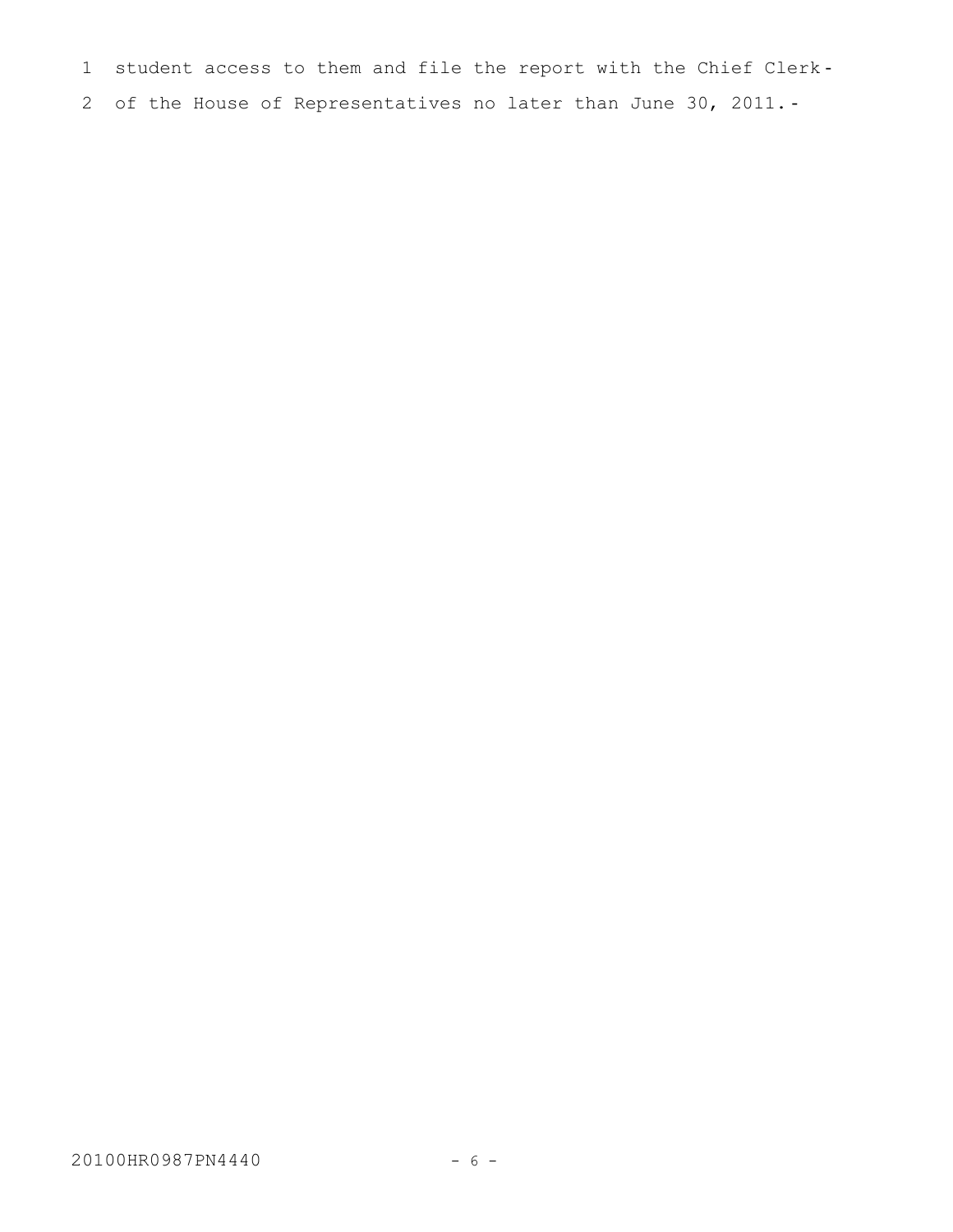student access to them and file the report with the Chief Clerk of the House of Representatives no later than June 30, 2011.